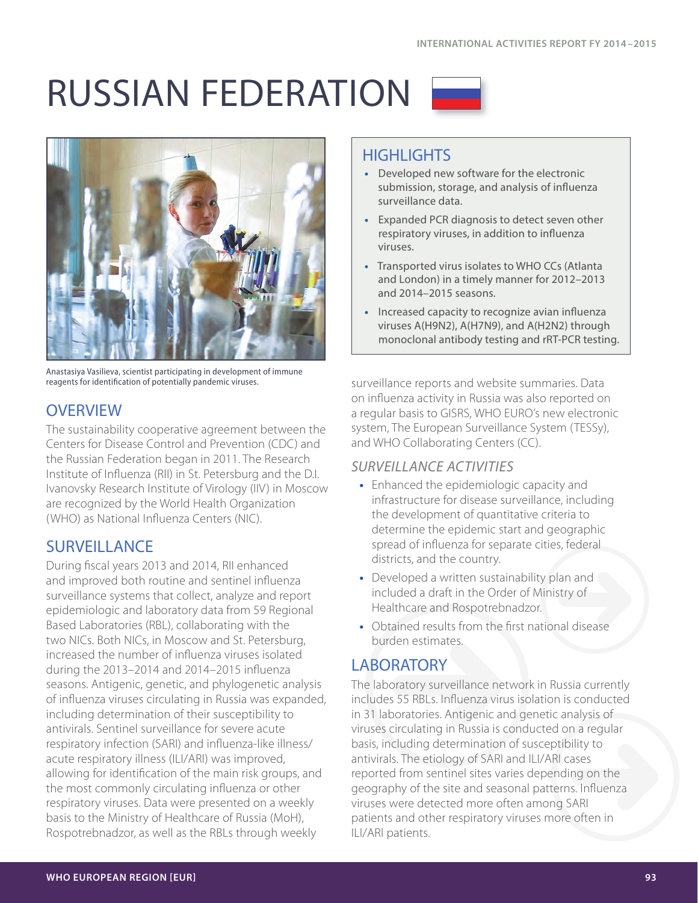# RUSSIAN FEDERATION

Anastasiya Vasilieva, scientist participating in development of immune reagents for identification of potentially pandemic viruses.

## HIGHLIGHTS

- Developed new software for the electronic submission, storage, and analysis of influenza surveillance data.
- Expanded PCR diagnosis to detect seven other respiratory viruses, in addition to influenza viruses.
- Transported virus isolates to WHO CCs (Atlanta and London) in a timely manner for 2012–2013 and 2014–2015 seasons.
- Increased capacity to recognize avian influenza viruses A(H9N2), A(H7N9), and A(H2N2) through monoclonal antibody testing and rRT-PCR testing.

## OVERVIEW

The sustainability cooperative agreement between the Centers for Disease Control and Prevention (CDC) and the Russian Federation began in 2011. The Research Institute of Influenza (RII) in St. Petersburg and the D.I. Ivanovsky Research Institute of Virology (IIV) in Moscow are recognized by the World Health Organization (WHO) as National Influenza Centers (NIC).

## SURVEILLANCE

During fiscal years 2013 and 2014, RII enhanced and improved both routine and sentinel influenza surveillance systems that collect, analyze and report epidemiologic and laboratory data from 59 Regional Based Laboratories (RBL), collaborating with the two NICs. Both NICs, in Moscow and St. Petersburg, increased the number of influenza viruses isolated during the 2013–2014 and 2014–2015 influenza seasons. Antigenic, genetic, and phylogenetic analysis of influenza viruses circulating in Russia was expanded, including determination of their susceptibility to antivirals. Sentinel surveillance for severe acute respiratory infection (SARI) and influenza-like illness/acute respiratory illness (ILI/ARI) was improved, allowing for identification of the main risk groups, and the most commonly circulating influenza or other respiratory viruses. Data were presented on a weekly basis to the Ministry of Healthcare of Russia (MoH), Rospotrebnadzor, as well as the RBLs through weekly surveillance reports and website summaries. Data on influenza activity in Russia was also reported on a regular basis to GISRS, WHO EURO's new electronic system, The European Surveillance System (TESSy), and WHO Collaborating Centers (CC).

### *SURVEILLANCE ACTIVITIES*

- Enhanced the epidemiologic capacity and infrastructure for disease surveillance, including the development of quantitative criteria to determine the epidemic start and geographic spread of influenza for separate cities, federal districts, and the country.
- Developed a written sustainability plan and included a draft in the Order of Ministry of Healthcare and Rospotrebnadzor.
- Obtained results from the first national disease burden estimates.

## LABORATORY

The laboratory surveillance network in Russia currently includes 55 RBLs. Influenza virus isolation is conducted in 31 laboratories. Antigenic and genetic analysis of viruses circulating in Russia is conducted on a regular basis, including determination of susceptibility to antivirals. The etiology of SARI and ILI/ARI cases reported from sentinel sites varies depending on the geography of the site and seasonal patterns. Influenza viruses were detected more often among SARI patients and other respiratory viruses more often in ILI/ARI patients.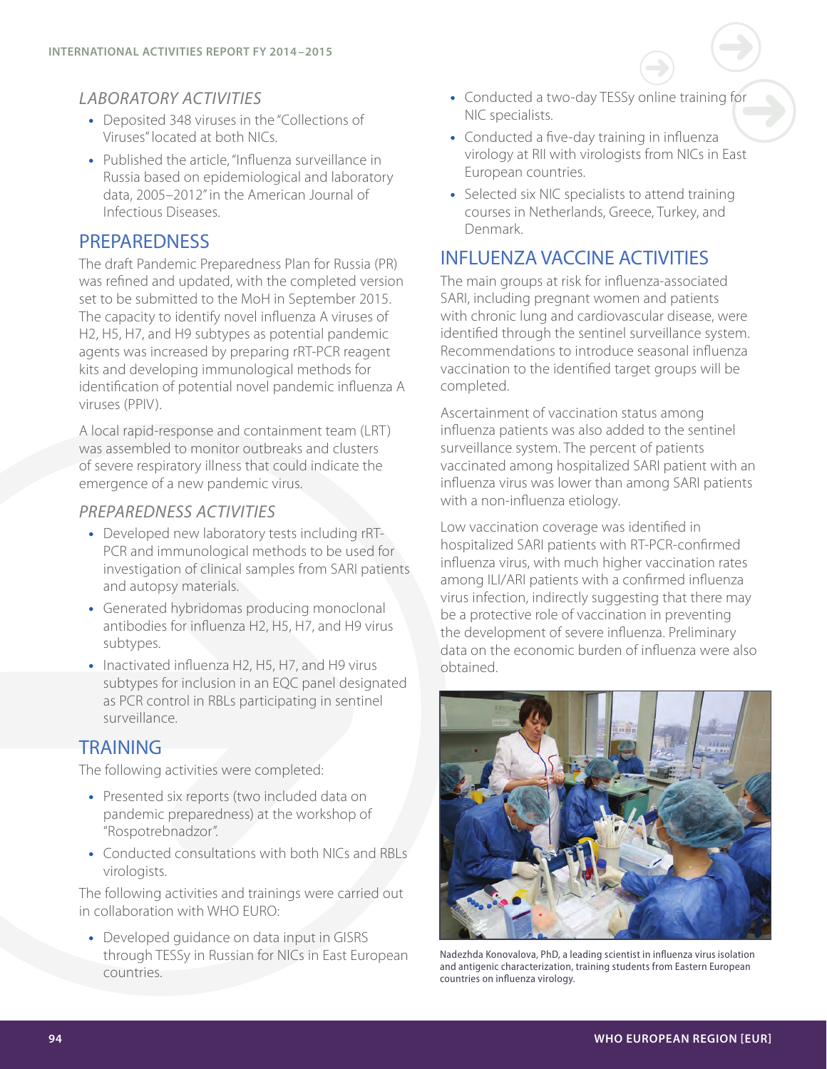### *LABORATORY ACTIVITIES*

- Deposited 348 viruses in the "Collections of Viruses" located at both NICs.
- Published the article, "Influenza surveillance in Russia based on epidemiological and laboratory data, 2005–2012" in the American Journal of Infectious Diseases.

## PREPAREDNESS

The draft Pandemic Preparedness Plan for Russia (PR) was refined and updated, with the completed version set to be submitted to the MoH in September 2015. The capacity to identify novel influenza A viruses of H2, H5, H7, and H9 subtypes as potential pandemic agents was increased by preparing rRT-PCR reagent kits and developing immunological methods for identification of potential novel pandemic influenza A viruses (PPIV).

A local rapid-response and containment team (LRT) was assembled to monitor outbreaks and clusters of severe respiratory illness that could indicate the emergence of a new pandemic virus.

### *PREPAREDNESS ACTIVITIES*

- Developed new laboratory tests including rRT-PCR and immunological methods to be used for investigation of clinical samples from SARI patients and autopsy materials.
- Generated hybridomas producing monoclonal antibodies for influenza H2, H5, H7, and H9 virus subtypes.
- Inactivated influenza H2, H5, H7, and H9 virus subtypes for inclusion in an EQC panel designated as PCR control in RBLs participating in sentinel surveillance.

## TRAINING

The following activities were completed:

- Presented six reports (two included data on pandemic preparedness) at the workshop of "Rospotrebnadzor".
- Conducted consultations with both NICs and RBLs virologists.

The following activities and trainings were carried out in collaboration with WHO EURO:

- Developed guidance on data input in GISRS through TESSy in Russian for NICs in East European countries.
- Conducted a two-day TESSy online training for NIC specialists.
- Conducted a five-day training in influenza virology at RII with virologists from NICs in East European countries.
- Selected six NIC specialists to attend training courses in Netherlands, Greece, Turkey, and Denmark.

## INFLUENZA VACCINE ACTIVITIES

The main groups at risk for influenza-associated SARI, including pregnant women and patients with chronic lung and cardiovascular disease, were identified through the sentinel surveillance system. Recommendations to introduce seasonal influenza vaccination to the identified target groups will be completed.

Ascertainment of vaccination status among influenza patients was also added to the sentinel surveillance system. The percent of patients vaccinated among hospitalized SARI patient with an influenza virus was lower than among SARI patients with a non-influenza etiology.

Low vaccination coverage was identified in hospitalized SARI patients with RT-PCR-confirmed influenza virus, with much higher vaccination rates among ILI/ARI patients with a confirmed influenza virus infection, indirectly suggesting that there may be a protective role of vaccination in preventing the development of severe influenza. Preliminary data on the economic burden of influenza were also obtained.

Nadezhda Konovalova, PhD, a leading scientist in influenza virus isolation and antigenic characterization, training students from Eastern European countries on influenza virology.